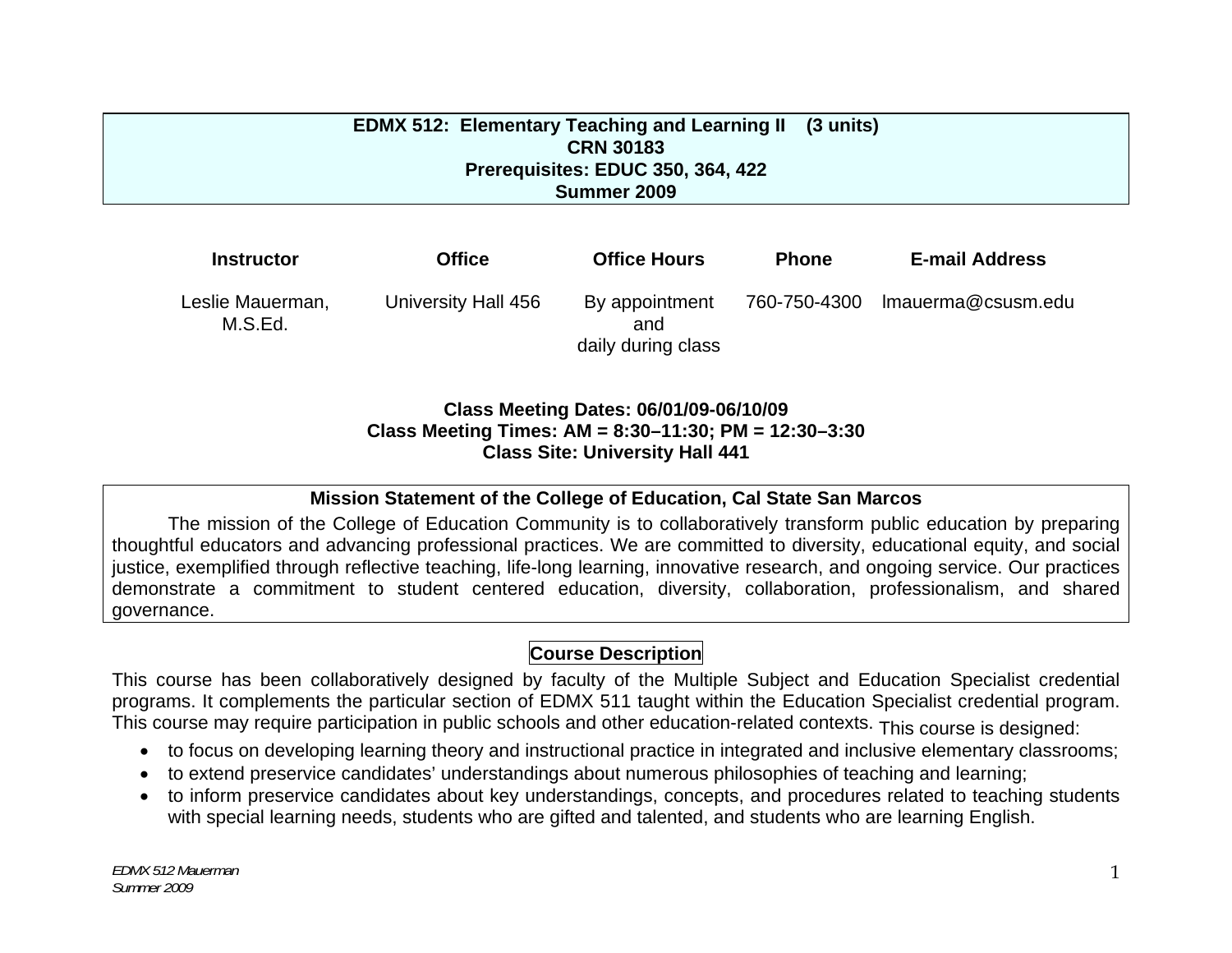# EDMX 512: Elementary Teaching and Learning II (3 units)

**CRN 30183**

**Prerequisites: EDUC 350, 364, 422**

**Summer 2009**

| Instructor | Office | Office Hours | Phone | E-mail Address |
|---|---|---|---|---|
| Leslie Mauerman, M.S.Ed. | University Hall 456 | By appointment and daily during class | 760-750-4300 | lmauerma@csusm.edu |

**Class Meeting Dates: 06/01/09-06/10/09**
**Class Meeting Times: AM = 8:30–11:30; PM = 12:30–3:30**
**Class Site: University Hall 441**

## Mission Statement of the College of Education, Cal State San Marcos

The mission of the College of Education Community is to collaboratively transform public education by preparing thoughtful educators and advancing professional practices. We are committed to diversity, educational equity, and social justice, exemplified through reflective teaching, life-long learning, innovative research, and ongoing service. Our practices demonstrate a commitment to student centered education, diversity, collaboration, professionalism, and shared governance.

## Course Description

This course has been collaboratively designed by faculty of the Multiple Subject and Education Specialist credential programs. It complements the particular section of EDMX 511 taught within the Education Specialist credential program. This course may require participation in public schools and other education-related contexts. This course is designed:

- to focus on developing learning theory and instructional practice in integrated and inclusive elementary classrooms;
- to extend preservice candidates' understandings about numerous philosophies of teaching and learning;
- to inform preservice candidates about key understandings, concepts, and procedures related to teaching students with special learning needs, students who are gifted and talented, and students who are learning English.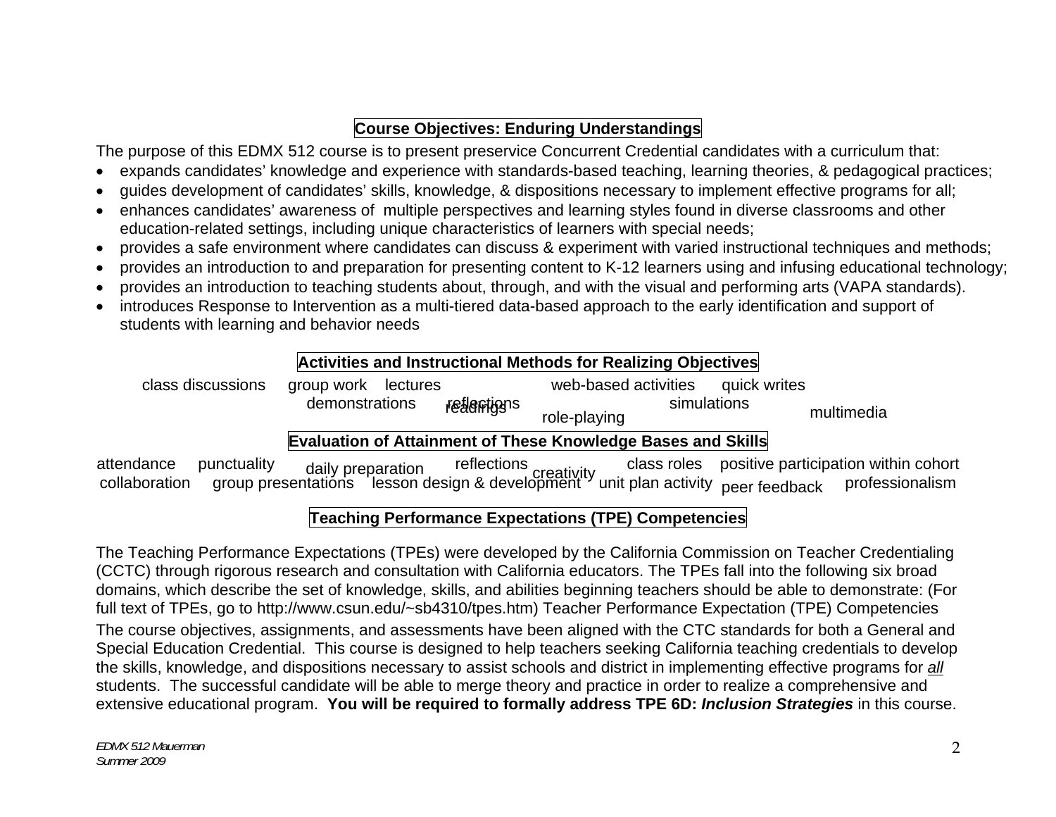## Course Objectives: Enduring Understandings

The purpose of this EDMX 512 course is to present preservice Concurrent Credential candidates with a curriculum that:

- expands candidates' knowledge and experience with standards-based teaching, learning theories, & pedagogical practices;
- guides development of candidates' skills, knowledge, & dispositions necessary to implement effective programs for all;
- enhances candidates' awareness of multiple perspectives and learning styles found in diverse classrooms and other education-related settings, including unique characteristics of learners with special needs;
- provides a safe environment where candidates can discuss & experiment with varied instructional techniques and methods;
- provides an introduction to and preparation for presenting content to K-12 learners using and infusing educational technology;
- provides an introduction to teaching students about, through, and with the visual and performing arts (VAPA standards).
- introduces Response to Intervention as a multi-tiered data-based approach to the early identification and support of students with learning and behavior needs

## Activities and Instructional Methods for Realizing Objectives

class discussions group work lectures web-based activities quick writes demonstrations readings reflections simulations role-playing multimedia

## Evaluation of Attainment of These Knowledge Bases and Skills

attendance punctuality daily preparation reflections creativity class roles positive participation within cohort collaboration group presentations lesson design & development unit plan activity peer feedback professionalism

## Teaching Performance Expectations (TPE) Competencies

The Teaching Performance Expectations (TPEs) were developed by the California Commission on Teacher Credentialing (CCTC) through rigorous research and consultation with California educators. The TPEs fall into the following six broad domains, which describe the set of knowledge, skills, and abilities beginning teachers should be able to demonstrate: (For full text of TPEs, go to http://www.csun.edu/~sb4310/tpes.htm) Teacher Performance Expectation (TPE) Competencies

The course objectives, assignments, and assessments have been aligned with the CTC standards for both a General and Special Education Credential. This course is designed to help teachers seeking California teaching credentials to develop the skills, knowledge, and dispositions necessary to assist schools and district in implementing effective programs for ***all*** students. The successful candidate will be able to merge theory and practice in order to realize a comprehensive and extensive educational program. **You will be required to formally address TPE 6D: *Inclusion Strategies*** in this course.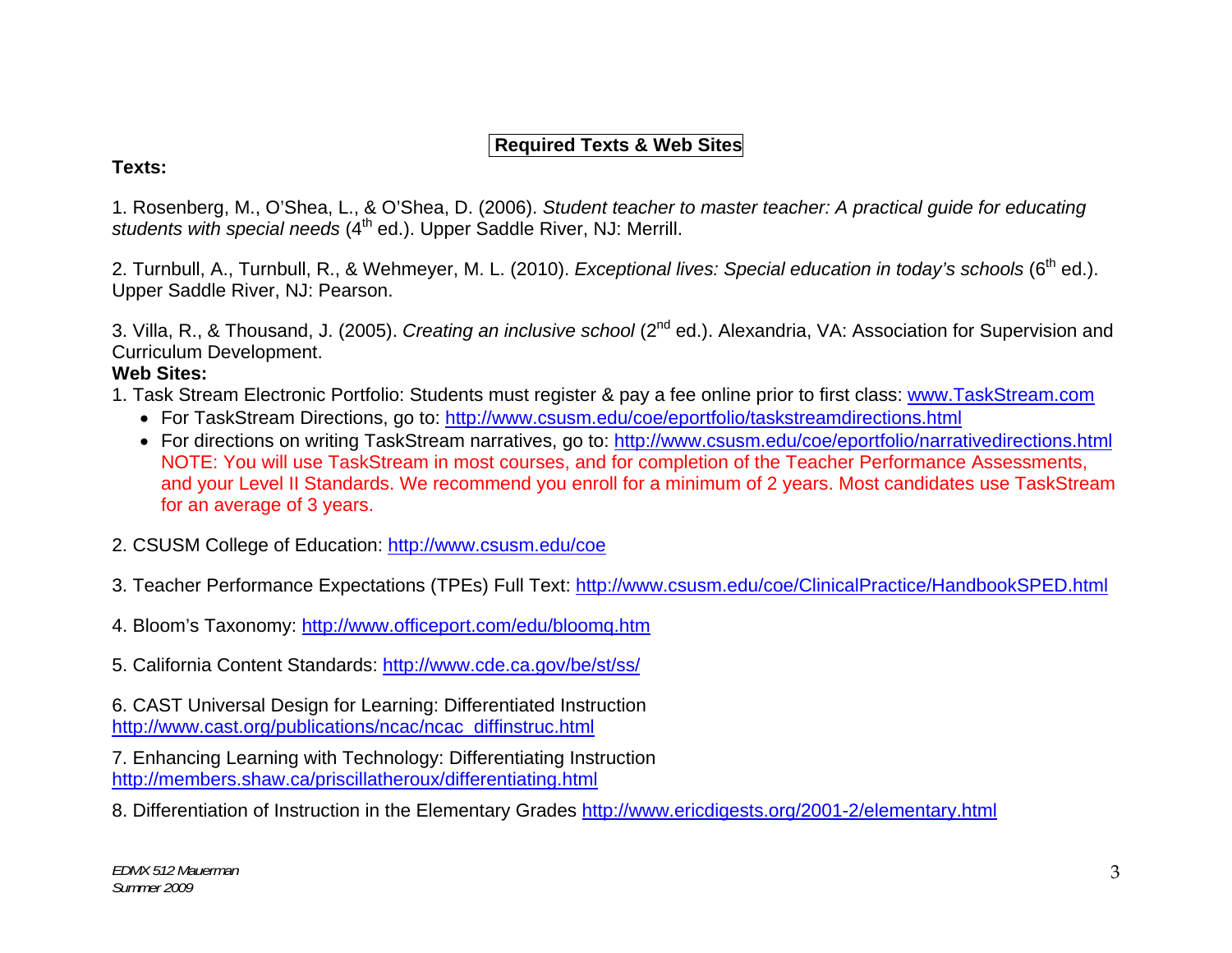## Required Texts & Web Sites

**Texts:**

1. Rosenberg, M., O'Shea, L., & O'Shea, D. (2006). *Student teacher to master teacher: A practical guide for educating students with special needs* (4th ed.). Upper Saddle River, NJ: Merrill.

2. Turnbull, A., Turnbull, R., & Wehmeyer, M. L. (2010). *Exceptional lives: Special education in today's schools* (6th ed.). Upper Saddle River, NJ: Pearson.

3. Villa, R., & Thousand, J. (2005). *Creating an inclusive school* (2nd ed.). Alexandria, VA: Association for Supervision and Curriculum Development.

**Web Sites:**

1. Task Stream Electronic Portfolio: Students must register & pay a fee online prior to first class: www.TaskStream.com
   - For TaskStream Directions, go to: http://www.csusm.edu/coe/eportfolio/taskstreamdirections.html
   - For directions on writing TaskStream narratives, go to: http://www.csusm.edu/coe/eportfolio/narrativedirections.html NOTE: You will use TaskStream in most courses, and for completion of the Teacher Performance Assessments, and your Level II Standards. We recommend you enroll for a minimum of 2 years. Most candidates use TaskStream for an average of 3 years.

2. CSUSM College of Education: http://www.csusm.edu/coe

3. Teacher Performance Expectations (TPEs) Full Text: http://www.csusm.edu/coe/ClinicalPractice/HandbookSPED.html

4. Bloom's Taxonomy: http://www.officeport.com/edu/bloomq.htm

5. California Content Standards: http://www.cde.ca.gov/be/st/ss/

6. CAST Universal Design for Learning: Differentiated Instruction http://www.cast.org/publications/ncac/ncac_diffinstruc.html

7. Enhancing Learning with Technology: Differentiating Instruction http://members.shaw.ca/priscillatheroux/differentiating.html

8. Differentiation of Instruction in the Elementary Grades http://www.ericdigests.org/2001-2/elementary.html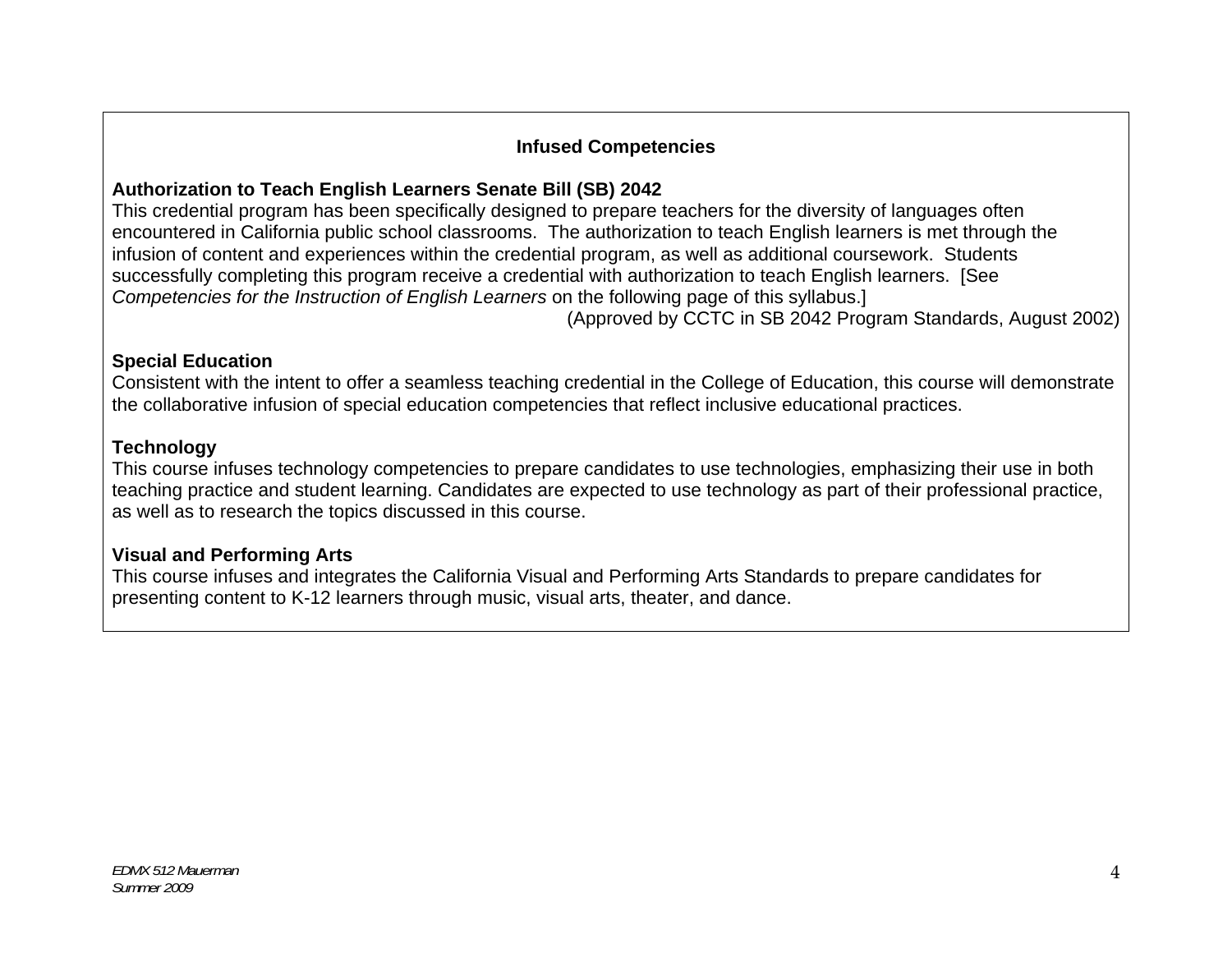## Infused Competencies

**Authorization to Teach English Learners Senate Bill (SB) 2042**

This credential program has been specifically designed to prepare teachers for the diversity of languages often encountered in California public school classrooms. The authorization to teach English learners is met through the infusion of content and experiences within the credential program, as well as additional coursework. Students successfully completing this program receive a credential with authorization to teach English learners. [See *Competencies for the Instruction of English Learners* on the following page of this syllabus.]

(Approved by CCTC in SB 2042 Program Standards, August 2002)

**Special Education**

Consistent with the intent to offer a seamless teaching credential in the College of Education, this course will demonstrate the collaborative infusion of special education competencies that reflect inclusive educational practices.

**Technology**

This course infuses technology competencies to prepare candidates to use technologies, emphasizing their use in both teaching practice and student learning. Candidates are expected to use technology as part of their professional practice, as well as to research the topics discussed in this course.

**Visual and Performing Arts**

This course infuses and integrates the California Visual and Performing Arts Standards to prepare candidates for presenting content to K-12 learners through music, visual arts, theater, and dance.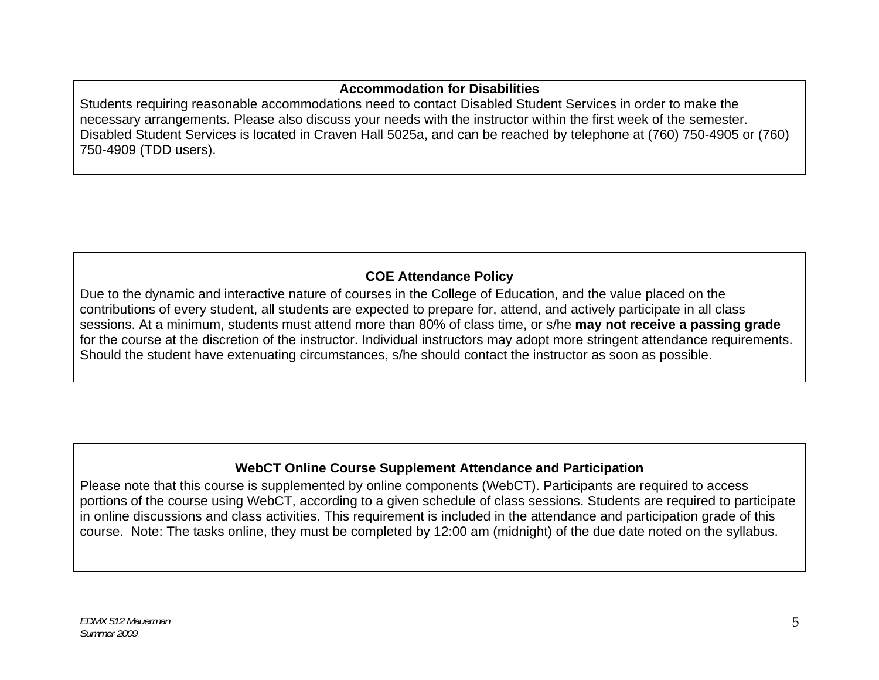### Accommodation for Disabilities

Students requiring reasonable accommodations need to contact Disabled Student Services in order to make the necessary arrangements. Please also discuss your needs with the instructor within the first week of the semester. Disabled Student Services is located in Craven Hall 5025a, and can be reached by telephone at (760) 750-4905 or (760) 750-4909 (TDD users).

### COE Attendance Policy

Due to the dynamic and interactive nature of courses in the College of Education, and the value placed on the contributions of every student, all students are expected to prepare for, attend, and actively participate in all class sessions. At a minimum, students must attend more than 80% of class time, or s/he **may not receive a passing grade** for the course at the discretion of the instructor. Individual instructors may adopt more stringent attendance requirements. Should the student have extenuating circumstances, s/he should contact the instructor as soon as possible.

### WebCT Online Course Supplement Attendance and Participation

Please note that this course is supplemented by online components (WebCT). Participants are required to access portions of the course using WebCT, according to a given schedule of class sessions. Students are required to participate in online discussions and class activities. This requirement is included in the attendance and participation grade of this course. Note: The tasks online, they must be completed by 12:00 am (midnight) of the due date noted on the syllabus.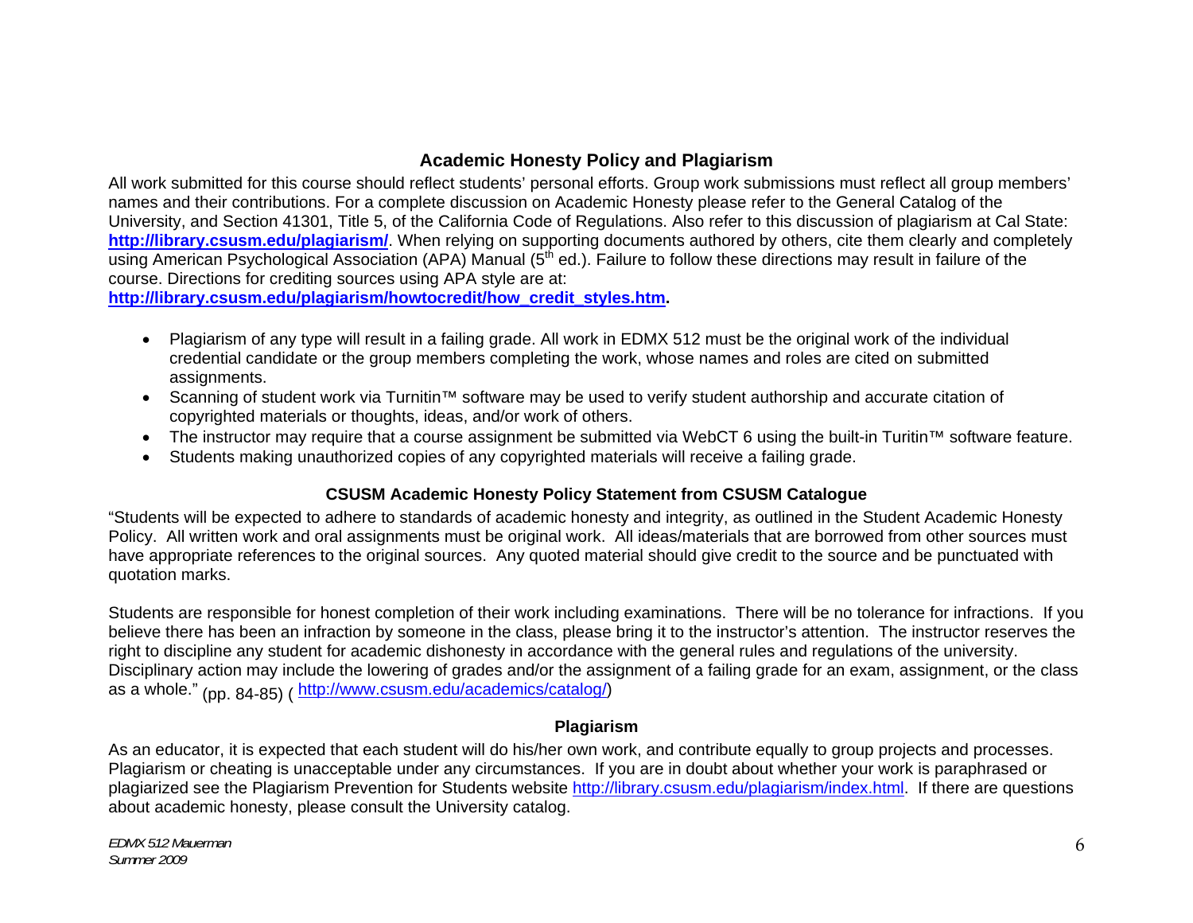## Academic Honesty Policy and Plagiarism

All work submitted for this course should reflect students' personal efforts. Group work submissions must reflect all group members' names and their contributions. For a complete discussion on Academic Honesty please refer to the General Catalog of the University, and Section 41301, Title 5, of the California Code of Regulations. Also refer to this discussion of plagiarism at Cal State: **http://library.csusm.edu/plagiarism/**. When relying on supporting documents authored by others, cite them clearly and completely using American Psychological Association (APA) Manual (5th ed.). Failure to follow these directions may result in failure of the course. Directions for crediting sources using APA style are at: **http://library.csusm.edu/plagiarism/howtocredit/how_credit_styles.htm.**

- Plagiarism of any type will result in a failing grade. All work in EDMX 512 must be the original work of the individual credential candidate or the group members completing the work, whose names and roles are cited on submitted assignments.
- Scanning of student work via Turnitin™ software may be used to verify student authorship and accurate citation of copyrighted materials or thoughts, ideas, and/or work of others.
- The instructor may require that a course assignment be submitted via WebCT 6 using the built-in Turitin™ software feature.
- Students making unauthorized copies of any copyrighted materials will receive a failing grade.

### CSUSM Academic Honesty Policy Statement from CSUSM Catalogue

"Students will be expected to adhere to standards of academic honesty and integrity, as outlined in the Student Academic Honesty Policy. All written work and oral assignments must be original work. All ideas/materials that are borrowed from other sources must have appropriate references to the original sources. Any quoted material should give credit to the source and be punctuated with quotation marks.

Students are responsible for honest completion of their work including examinations. There will be no tolerance for infractions. If you believe there has been an infraction by someone in the class, please bring it to the instructor's attention. The instructor reserves the right to discipline any student for academic dishonesty in accordance with the general rules and regulations of the university. Disciplinary action may include the lowering of grades and/or the assignment of a failing grade for an exam, assignment, or the class as a whole." (pp. 84-85) ( http://www.csusm.edu/academics/catalog/)

### Plagiarism

As an educator, it is expected that each student will do his/her own work, and contribute equally to group projects and processes. Plagiarism or cheating is unacceptable under any circumstances. If you are in doubt about whether your work is paraphrased or plagiarized see the Plagiarism Prevention for Students website http://library.csusm.edu/plagiarism/index.html. If there are questions about academic honesty, please consult the University catalog.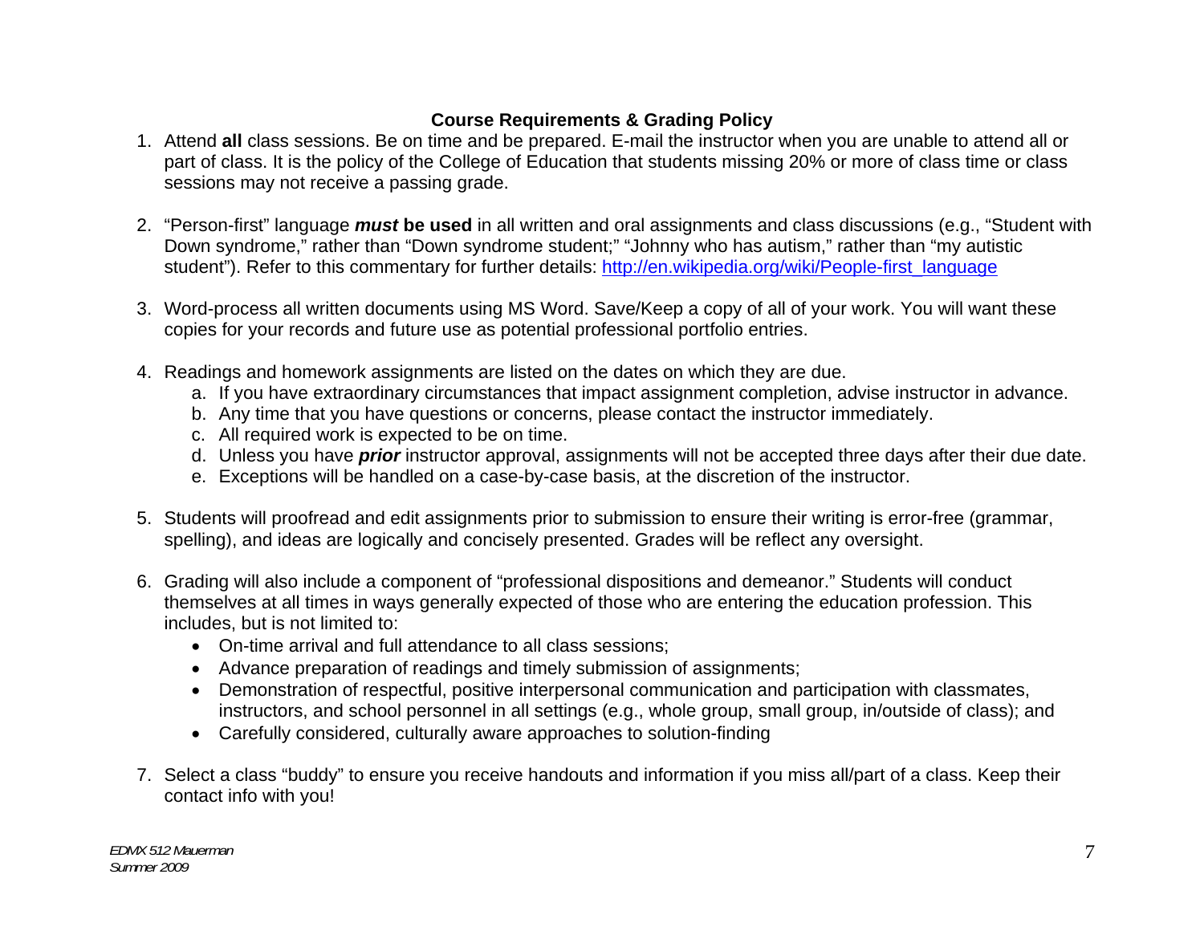## Course Requirements & Grading Policy

1. Attend **all** class sessions. Be on time and be prepared. E-mail the instructor when you are unable to attend all or part of class. It is the policy of the College of Education that students missing 20% or more of class time or class sessions may not receive a passing grade.

2. "Person-first" language ***must* be used** in all written and oral assignments and class discussions (e.g., "Student with Down syndrome," rather than "Down syndrome student;" "Johnny who has autism," rather than "my autistic student"). Refer to this commentary for further details: [http://en.wikipedia.org/wiki/People-first_language](http://en.wikipedia.org/wiki/People-first_language)

3. Word-process all written documents using MS Word. Save/Keep a copy of all of your work. You will want these copies for your records and future use as potential professional portfolio entries.

4. Readings and homework assignments are listed on the dates on which they are due.
   a. If you have extraordinary circumstances that impact assignment completion, advise instructor in advance.
   b. Any time that you have questions or concerns, please contact the instructor immediately.
   c. All required work is expected to be on time.
   d. Unless you have ***prior*** instructor approval, assignments will not be accepted three days after their due date.
   e. Exceptions will be handled on a case-by-case basis, at the discretion of the instructor.

5. Students will proofread and edit assignments prior to submission to ensure their writing is error-free (grammar, spelling), and ideas are logically and concisely presented. Grades will be reflect any oversight.

6. Grading will also include a component of "professional dispositions and demeanor." Students will conduct themselves at all times in ways generally expected of those who are entering the education profession. This includes, but is not limited to:
   - On-time arrival and full attendance to all class sessions;
   - Advance preparation of readings and timely submission of assignments;
   - Demonstration of respectful, positive interpersonal communication and participation with classmates, instructors, and school personnel in all settings (e.g., whole group, small group, in/outside of class); and
   - Carefully considered, culturally aware approaches to solution-finding

7. Select a class "buddy" to ensure you receive handouts and information if you miss all/part of a class. Keep their contact info with you!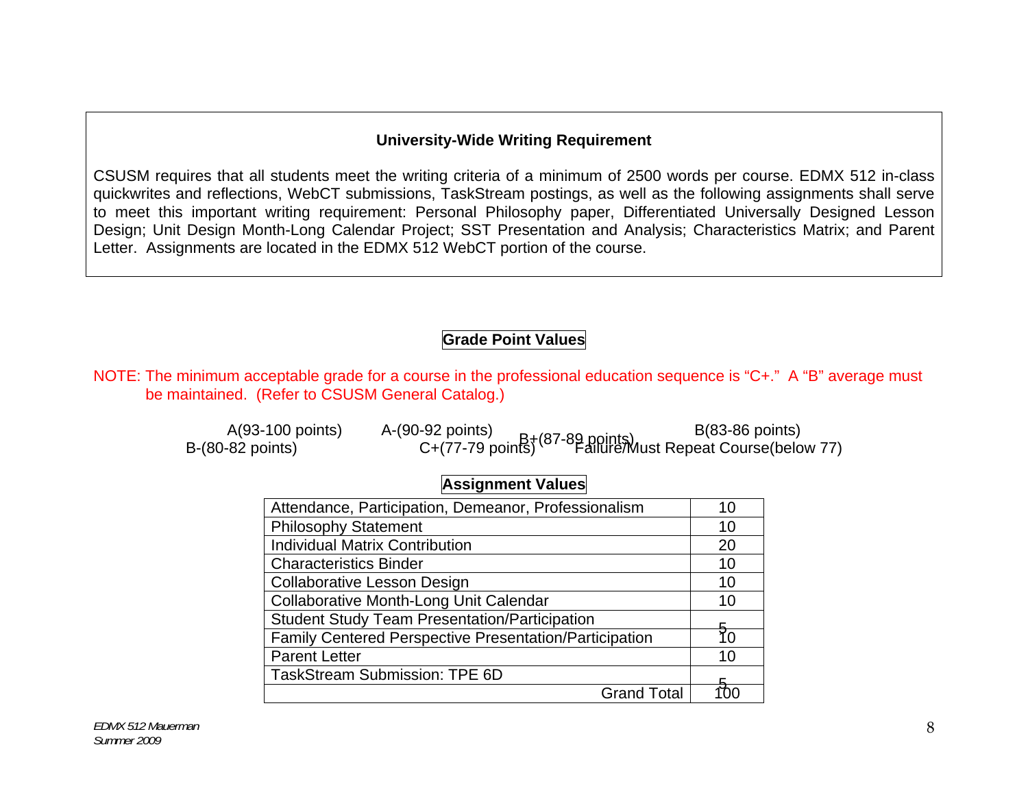### University-Wide Writing Requirement

CSUSM requires that all students meet the writing criteria of a minimum of 2500 words per course. EDMX 512 in-class quickwrites and reflections, WebCT submissions, TaskStream postings, as well as the following assignments shall serve to meet this important writing requirement: Personal Philosophy paper, Differentiated Universally Designed Lesson Design; Unit Design Month-Long Calendar Project; SST Presentation and Analysis; Characteristics Matrix; and Parent Letter. Assignments are located in the EDMX 512 WebCT portion of the course.

### Grade Point Values

NOTE: The minimum acceptable grade for a course in the professional education sequence is "C+." A "B" average must be maintained. (Refer to CSUSM General Catalog.)

A(93-100 points) A-(90-92 points) B+(87-89 points) B(83-86 points)
B-(80-82 points) C+(77-79 points) Failure/Must Repeat Course(below 77)

### Assignment Values

| Assignment | Points |
|---|---|
| Attendance, Participation, Demeanor, Professionalism | 10 |
| Philosophy Statement | 10 |
| Individual Matrix Contribution | 20 |
| Characteristics Binder | 10 |
| Collaborative Lesson Design | 10 |
| Collaborative Month-Long Unit Calendar | 10 |
| Student Study Team Presentation/Participation | 5 |
| Family Centered Perspective Presentation/Participation | 10 |
| Parent Letter | 10 |
| TaskStream Submission: TPE 6D | 5 |
| Grand Total | 100 |

*EDMX 512 Mauerman*
*Summer 2009*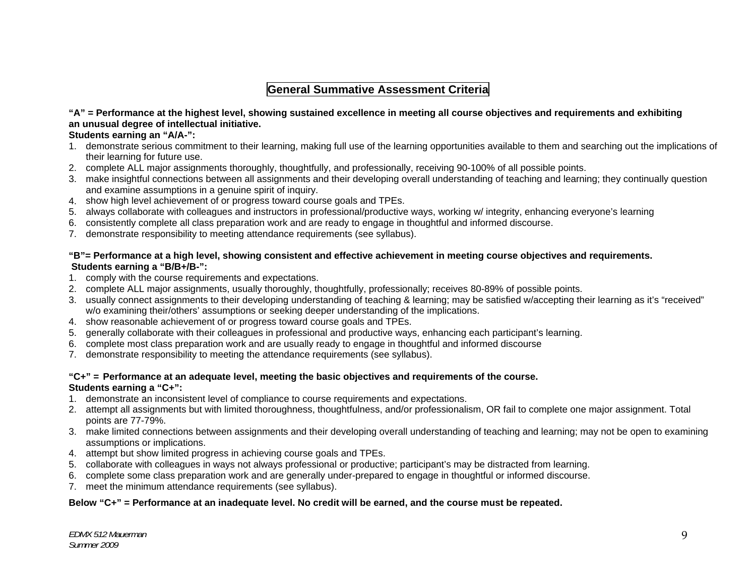## General Summative Assessment Criteria

**"A" = Performance at the highest level, showing sustained excellence in meeting all course objectives and requirements and exhibiting an unusual degree of intellectual initiative.**

**Students earning an "A/A-":**

1. demonstrate serious commitment to their learning, making full use of the learning opportunities available to them and searching out the implications of their learning for future use.
2. complete ALL major assignments thoroughly, thoughtfully, and professionally, receiving 90-100% of all possible points.
3. make insightful connections between all assignments and their developing overall understanding of teaching and learning; they continually question and examine assumptions in a genuine spirit of inquiry.
4. show high level achievement of or progress toward course goals and TPEs.
5. always collaborate with colleagues and instructors in professional/productive ways, working w/ integrity, enhancing everyone's learning
6. consistently complete all class preparation work and are ready to engage in thoughtful and informed discourse.
7. demonstrate responsibility to meeting attendance requirements (see syllabus).

**"B"= Performance at a high level, showing consistent and effective achievement in meeting course objectives and requirements.**

**Students earning a "B/B+/B-":**

1. comply with the course requirements and expectations.
2. complete ALL major assignments, usually thoroughly, thoughtfully, professionally; receives 80-89% of possible points.
3. usually connect assignments to their developing understanding of teaching & learning; may be satisfied w/accepting their learning as it's "received" w/o examining their/others' assumptions or seeking deeper understanding of the implications.
4. show reasonable achievement of or progress toward course goals and TPEs.
5. generally collaborate with their colleagues in professional and productive ways, enhancing each participant's learning.
6. complete most class preparation work and are usually ready to engage in thoughtful and informed discourse
7. demonstrate responsibility to meeting the attendance requirements (see syllabus).

**"C+" = Performance at an adequate level, meeting the basic objectives and requirements of the course.**

**Students earning a "C+":**

1. demonstrate an inconsistent level of compliance to course requirements and expectations.
2. attempt all assignments but with limited thoroughness, thoughtfulness, and/or professionalism, OR fail to complete one major assignment. Total points are 77-79%.
3. make limited connections between assignments and their developing overall understanding of teaching and learning; may not be open to examining assumptions or implications.
4. attempt but show limited progress in achieving course goals and TPEs.
5. collaborate with colleagues in ways not always professional or productive; participant's may be distracted from learning.
6. complete some class preparation work and are generally under-prepared to engage in thoughtful or informed discourse.
7. meet the minimum attendance requirements (see syllabus).

**Below "C+" = Performance at an inadequate level. No credit will be earned, and the course must be repeated.**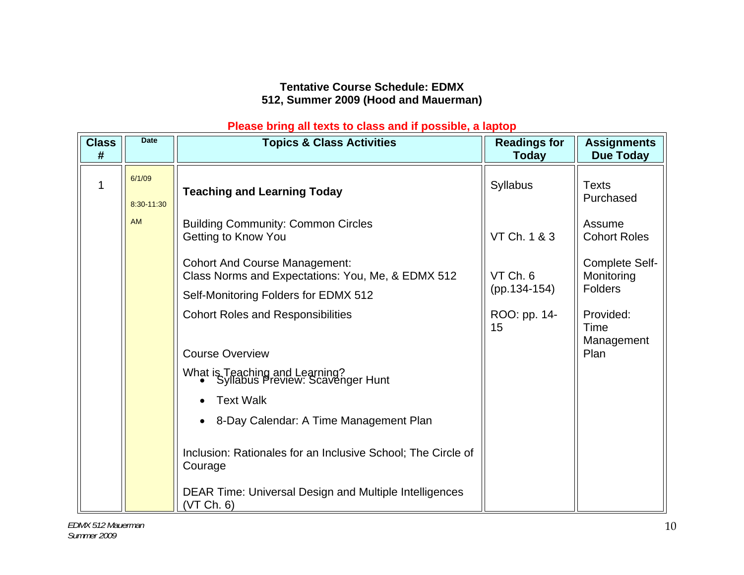**Tentative Course Schedule: EDMX 512, Summer 2009 (Hood and Mauerman)**

**Please bring all texts to class and if possible, a laptop**

| Class # | Date | Topics & Class Activities | Readings for Today | Assignments Due Today |
|---|---|---|---|---|
| 1 | 6/1/09 8:30-11:30 AM | **Teaching and Learning Today**<br><br>Building Community: Common Circles<br>Getting to Know You<br><br>Cohort And Course Management:<br>Class Norms and Expectations: You, Me, & EDMX 512<br>Self-Monitoring Folders for EDMX 512<br>Cohort Roles and Responsibilities<br><br>Course Overview<br>What is Teaching and Learning?<br>• Syllabus Preview: Scavenger Hunt<br>• Text Walk<br>• 8-Day Calendar: A Time Management Plan<br><br>Inclusion: Rationales for an Inclusive School; The Circle of Courage<br><br>DEAR Time: Universal Design and Multiple Intelligences (VT Ch. 6) | Syllabus<br><br>VT Ch. 1 & 3<br><br>VT Ch. 6 (pp.134-154)<br><br>ROO: pp. 14-15 | Texts Purchased<br><br>Assume Cohort Roles<br><br>Complete Self-Monitoring Folders<br><br>Provided: Time Management Plan |

*EDMX 512 Mauerman*
*Summer 2009*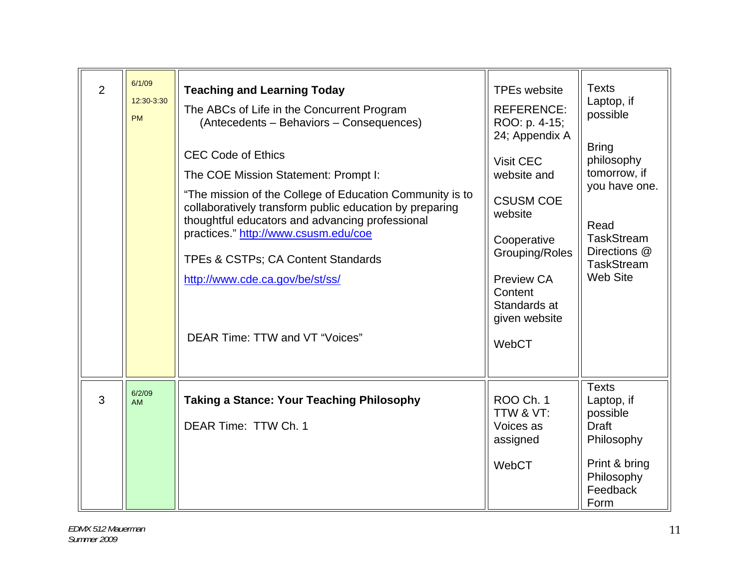| | | | | |
|---|---|---|---|---|
| 2 | 6/1/09<br>12:30-3:30<br>PM | **Teaching and Learning Today**<br>The ABCs of Life in the Concurrent Program (Antecedents – Behaviors – Consequences)<br><br>CEC Code of Ethics<br>The COE Mission Statement: Prompt I:<br>"The mission of the College of Education Community is to collaboratively transform public education by preparing thoughtful educators and advancing professional practices." http://www.csusm.edu/coe<br><br>TPEs & CSTPs; CA Content Standards<br>http://www.cde.ca.gov/be/st/ss/<br><br>DEAR Time: TTW and VT "Voices" | TPEs website<br>REFERENCE: ROO: p. 4-15; 24; Appendix A<br><br>Visit CEC website and<br><br>CSUSM COE website<br><br>Cooperative Grouping/Roles<br><br>Preview CA Content Standards at given website<br><br>WebCT | Texts<br>Laptop, if possible<br><br>Bring philosophy tomorrow, if you have one.<br><br>Read TaskStream Directions @ TaskStream Web Site |
| 3 | 6/2/09<br>AM | **Taking a Stance: Your Teaching Philosophy**<br><br>DEAR Time: TTW Ch. 1 | ROO Ch. 1<br>TTW & VT: Voices as assigned<br><br>WebCT | Texts<br>Laptop, if possible<br>Draft Philosophy<br><br>Print & bring Philosophy Feedback Form |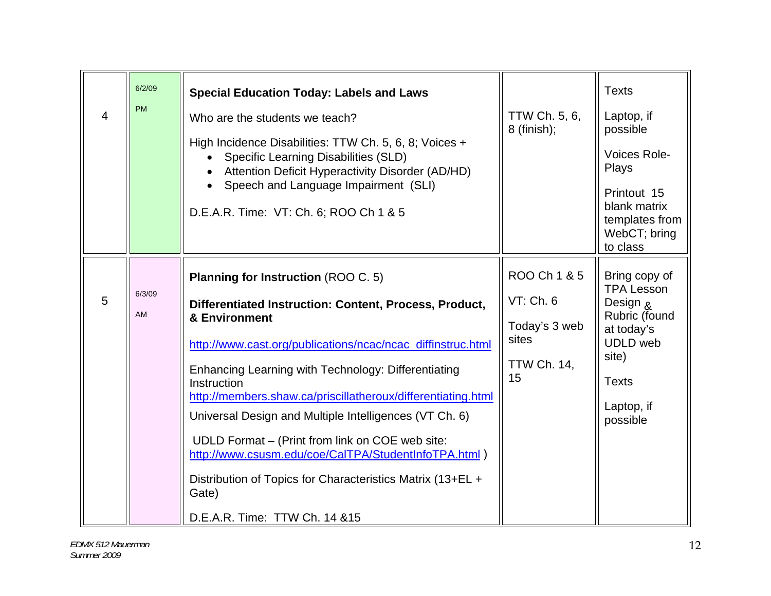| | | | | |
|---|---|---|---|---|
| 4 | 6/2/09<br>PM | **Special Education Today: Labels and Laws**<br>Who are the students we teach?<br>High Incidence Disabilities: TTW Ch. 5, 6, 8; Voices +<br>• Specific Learning Disabilities (SLD)<br>• Attention Deficit Hyperactivity Disorder (AD/HD)<br>• Speech and Language Impairment (SLI)<br>D.E.A.R. Time: VT: Ch. 6; ROO Ch 1 & 5 | TTW Ch. 5, 6, 8 (finish); | Texts<br>Laptop, if possible<br>Voices Role-Plays<br>Printout 15 blank matrix templates from WebCT; bring to class |
| 5 | 6/3/09<br>AM | **Planning for Instruction** (ROO C. 5)<br>**Differentiated Instruction: Content, Process, Product, & Environment**<br>http://www.cast.org/publications/ncac/ncac_diffinstruc.html<br>Enhancing Learning with Technology: Differentiating Instruction<br>http://members.shaw.ca/priscillatheroux/differentiating.html<br>Universal Design and Multiple Intelligences (VT Ch. 6)<br>UDLD Format – (Print from link on COE web site: http://www.csusm.edu/coe/CalTPA/StudentInfoTPA.html )<br>Distribution of Topics for Characteristics Matrix (13+EL + Gate)<br>D.E.A.R. Time: TTW Ch. 14 &15 | ROO Ch 1 & 5<br>VT: Ch. 6<br>Today's 3 web sites<br>TTW Ch. 14, 15 | Bring copy of TPA Lesson Design & Rubric (found at today's UDLD web site)<br>Texts<br>Laptop, if possible |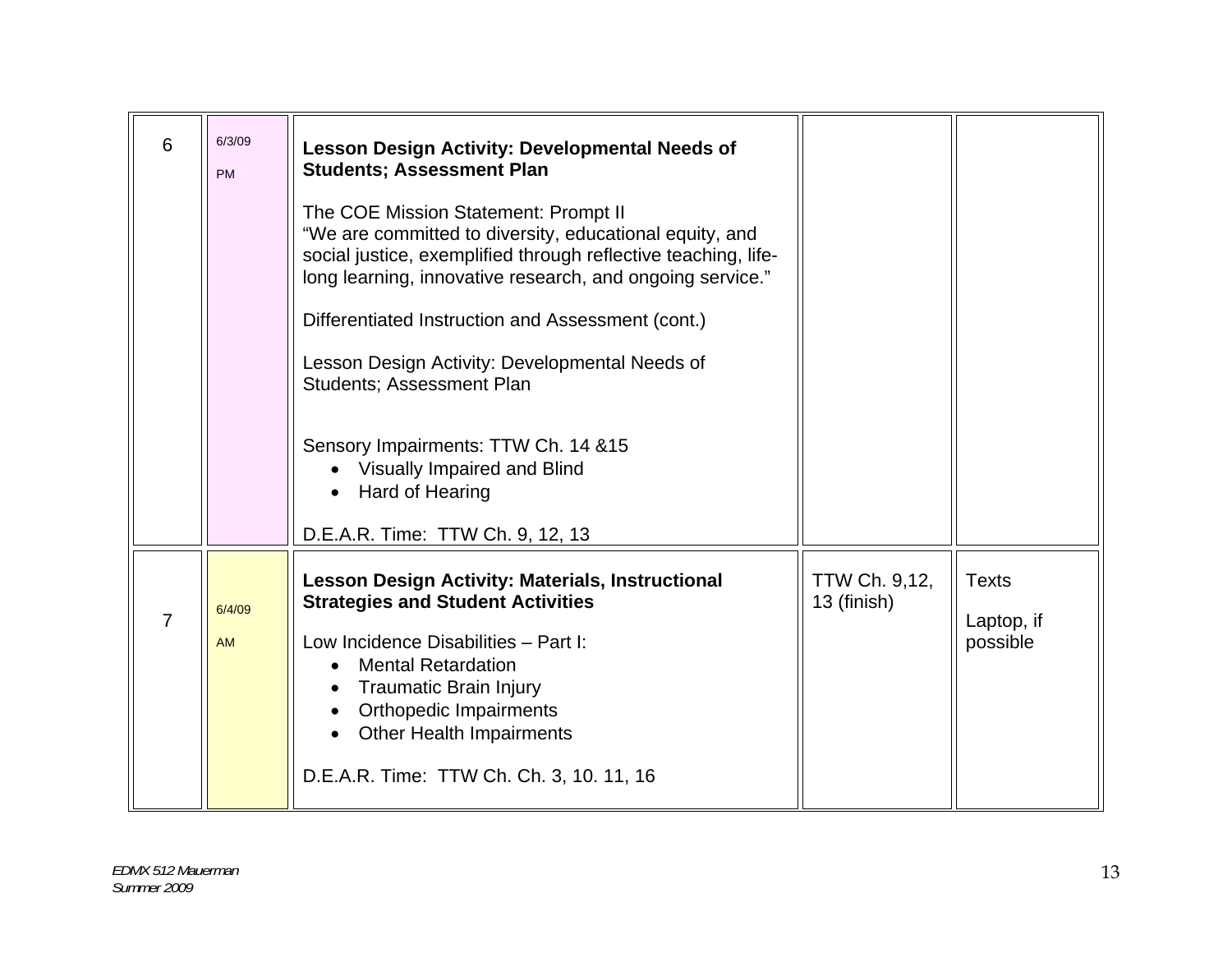| | | | | |
|---|---|---|---|---|
| 6 | 6/3/09<br><br>PM | **Lesson Design Activity: Developmental Needs of Students; Assessment Plan**<br><br>The COE Mission Statement: Prompt II<br>"We are committed to diversity, educational equity, and social justice, exemplified through reflective teaching, life-long learning, innovative research, and ongoing service."<br><br>Differentiated Instruction and Assessment (cont.)<br><br>Lesson Design Activity: Developmental Needs of Students; Assessment Plan<br><br>Sensory Impairments: TTW Ch. 14 &15<br>• Visually Impaired and Blind<br>• Hard of Hearing<br><br>D.E.A.R. Time: TTW Ch. 9, 12, 13 | | |
| 7 | 6/4/09<br><br>AM | **Lesson Design Activity: Materials, Instructional Strategies and Student Activities**<br><br>Low Incidence Disabilities – Part I:<br>• Mental Retardation<br>• Traumatic Brain Injury<br>• Orthopedic Impairments<br>• Other Health Impairments<br><br>D.E.A.R. Time: TTW Ch. Ch. 3, 10. 11, 16 | TTW Ch. 9,12, 13 (finish) | Texts<br><br>Laptop, if possible |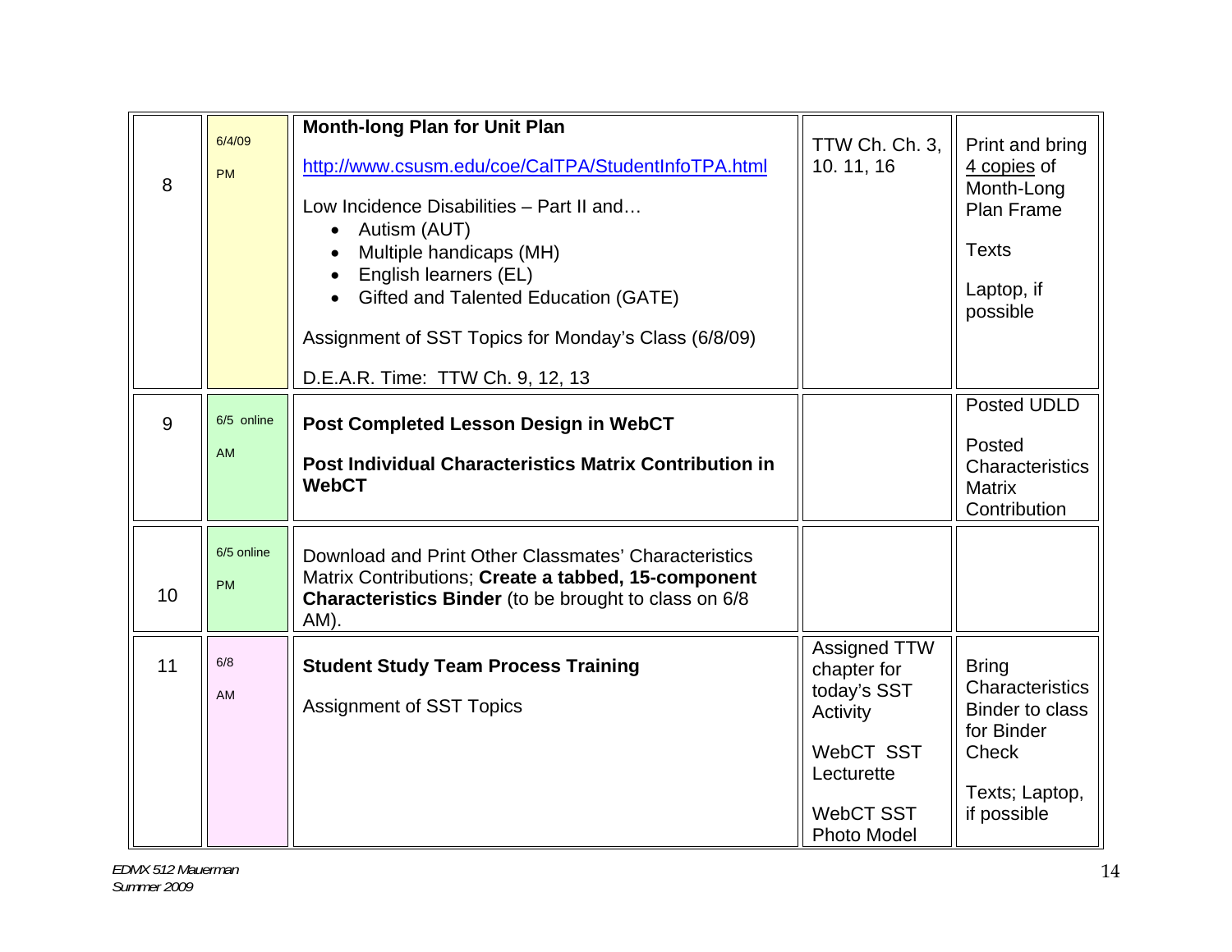| | | | | |
|---|---|---|---|---|
| 8 | 6/4/09<br>PM | **Month-long Plan for Unit Plan**<br><br>http://www.csusm.edu/coe/CalTPA/StudentInfoTPA.html<br><br>Low Incidence Disabilities – Part II and…<br>• Autism (AUT)<br>• Multiple handicaps (MH)<br>• English learners (EL)<br>• Gifted and Talented Education (GATE)<br><br>Assignment of SST Topics for Monday's Class (6/8/09)<br><br>D.E.A.R. Time: TTW Ch. 9, 12, 13 | TTW Ch. Ch. 3, 10. 11, 16 | Print and bring 4 copies of Month-Long Plan Frame<br><br>Texts<br><br>Laptop, if possible |
| 9 | 6/5 online<br>AM | **Post Completed Lesson Design in WebCT**<br><br>**Post Individual Characteristics Matrix Contribution in WebCT** | | Posted UDLD<br><br>Posted Characteristics Matrix Contribution |
| 10 | 6/5 online<br>PM | Download and Print Other Classmates' Characteristics Matrix Contributions; **Create a tabbed, 15-component Characteristics Binder** (to be brought to class on 6/8 AM). | | |
| 11 | 6/8<br>AM | **Student Study Team Process Training**<br><br>Assignment of SST Topics | Assigned TTW chapter for today's SST Activity<br><br>WebCT SST Lecturette<br><br>WebCT SST Photo Model | Bring Characteristics Binder to class for Binder Check<br><br>Texts; Laptop, if possible |

*EDMX 512 Mauerman*
*Summer 2009*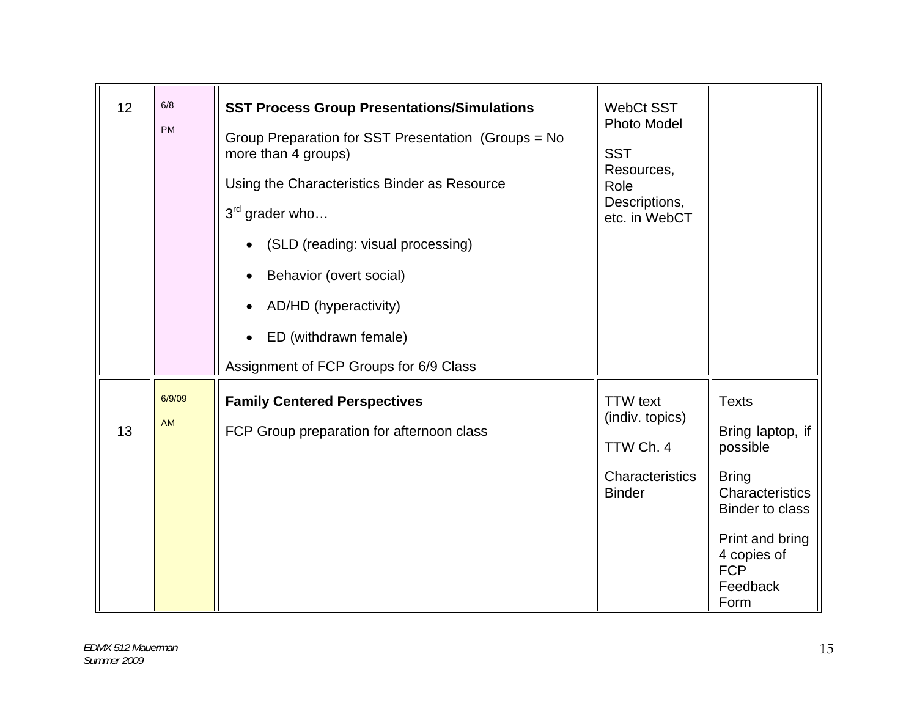| | | | | |
|---|---|---|---|---|
| 12 | 6/8<br><br>PM | **SST Process Group Presentations/Simulations**<br><br>Group Preparation for SST Presentation (Groups = No more than 4 groups)<br><br>Using the Characteristics Binder as Resource<br><br>3rd grader who…<br><br>• (SLD (reading: visual processing)<br><br>• Behavior (overt social)<br><br>• AD/HD (hyperactivity)<br><br>• ED (withdrawn female)<br><br>Assignment of FCP Groups for 6/9 Class | WebCt SST Photo Model<br><br>SST Resources, Role Descriptions, etc. in WebCT | |
| 13 | 6/9/09<br><br>AM | **Family Centered Perspectives**<br><br>FCP Group preparation for afternoon class | TTW text (indiv. topics)<br><br>TTW Ch. 4<br><br>Characteristics Binder | Texts<br><br>Bring laptop, if possible<br><br>Bring Characteristics Binder to class<br><br>Print and bring 4 copies of FCP Feedback Form |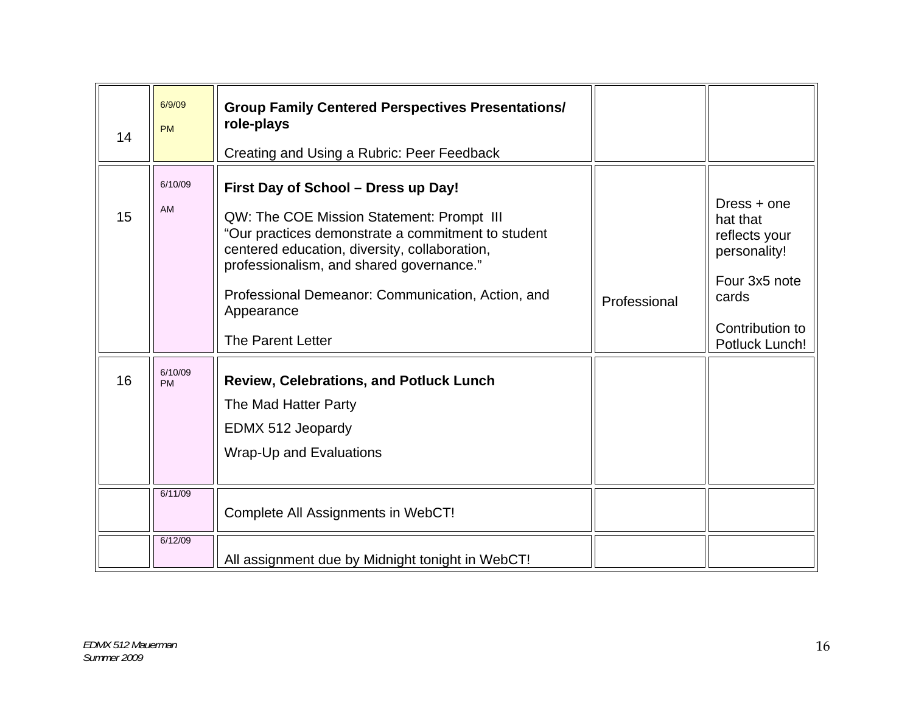| | | | | |
|---|---|---|---|---|
| 14 | 6/9/09 PM | **Group Family Centered Perspectives Presentations/ role-plays** <br> Creating and Using a Rubric: Peer Feedback | | |
| 15 | 6/10/09 AM | **First Day of School – Dress up Day!** <br> QW: The COE Mission Statement: Prompt III <br> "Our practices demonstrate a commitment to student centered education, diversity, collaboration, professionalism, and shared governance." <br> Professional Demeanor: Communication, Action, and Appearance <br> The Parent Letter | Professional | Dress + one hat that reflects your personality! <br> Four 3x5 note cards <br> Contribution to Potluck Lunch! |
| 16 | 6/10/09 PM | **Review, Celebrations, and Potluck Lunch** <br> The Mad Hatter Party <br> EDMX 512 Jeopardy <br> Wrap-Up and Evaluations | | |
| | 6/11/09 | Complete All Assignments in WebCT! | | |
| | 6/12/09 | All assignment due by Midnight tonight in WebCT! | | |